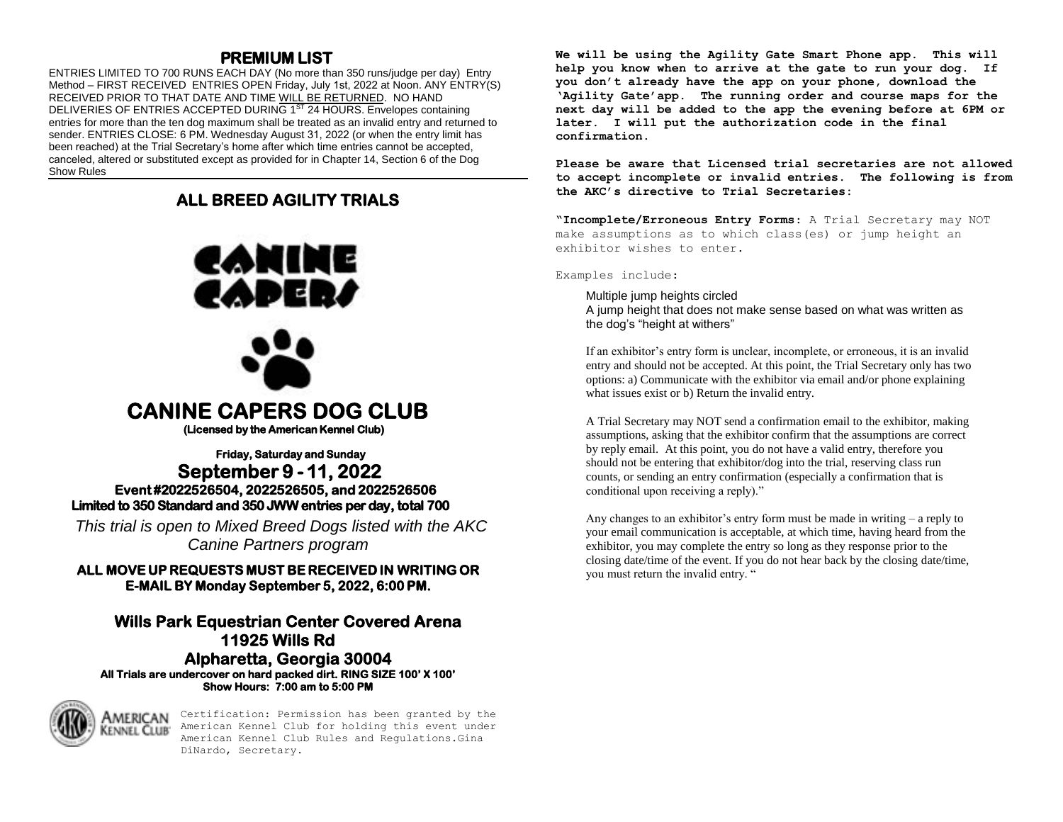# PREMIUM LIST

ENTRIES LIMITED TO 700 RUNS EACH DAY (No more than 350 runs/judge per day) Entry Method – FIRST RECEIVED ENTRIES OPEN Friday, July 1st, 2022 at Noon. ANY ENTRY(S) RECEIVED PRIOR TO THAT DATE AND TIME WILL BE RETURNED. NO HAND DELIVERIES OF ENTRIES ACCEPTED DURING 1ST 24 HOURS. Envelopes containing entries for more than the ten dog maximum shall be treated as an invalid entry and returned to sender. ENTRIES CLOSE: 6 PM. Wednesday August 31, 2022 (or when the entry limit has been reached) at the Trial Secretary's home after which time entries cannot be accepted, canceled, altered or substituted except as provided for in Chapter 14, Section 6 of the Dog Show Rules

## ALL BREED AGILITY TRIALS

CANINE CAPERS

# CANINE CAPERS DOG CLUB

**(Licensed by the American Kennel Club)**

**Friday, Saturday and Sunday**

## September 9 - 11, 2022

**Event #2022526504, 2022526505, and 2022526506**

**Limited to 350 Standard and 350 JWW entries per day, total 700**

*This trial is open to Mixed Breed Dogs listed with the AKC Canine Partners program*

**ALL MOVE UP REQUESTS MUST BE RECEIVED IN WRITING OR E-MAIL BY Monday September 5, 2022, 6:00 PM.**

### Wills Park Equestrian Center Covered Arena
### 11925 Wills Rd
### Alpharetta, Georgia 30004

**All Trials are undercover on hard packed dirt. RING SIZE 100' X 100'**

**Show Hours: 7:00 am to 5:00 PM**

AMERICAN KENNEL CLUB

Certification: Permission has been granted by the American Kennel Club for holding this event under American Kennel Club Rules and Regulations.Gina DiNardo, Secretary.

**We will be using the Agility Gate Smart Phone app. This will help you know when to arrive at the gate to run your dog. If you don't already have the app on your phone, download the 'Agility Gate'app. The running order and course maps for the next day will be added to the app the evening before at 6PM or later. I will put the authorization code in the final confirmation.**

**Please be aware that Licensed trial secretaries are not allowed to accept incomplete or invalid entries. The following is from the AKC's directive to Trial Secretaries:**

**"Incomplete/Erroneous Entry Forms:** A Trial Secretary may NOT make assumptions as to which class(es) or jump height an exhibitor wishes to enter.

Examples include:

Multiple jump heights circled
A jump height that does not make sense based on what was written as the dog's "height at withers"

If an exhibitor's entry form is unclear, incomplete, or erroneous, it is an invalid entry and should not be accepted. At this point, the Trial Secretary only has two options: a) Communicate with the exhibitor via email and/or phone explaining what issues exist or b) Return the invalid entry.

A Trial Secretary may NOT send a confirmation email to the exhibitor, making assumptions, asking that the exhibitor confirm that the assumptions are correct by reply email. At this point, you do not have a valid entry, therefore you should not be entering that exhibitor/dog into the trial, reserving class run counts, or sending an entry confirmation (especially a confirmation that is conditional upon receiving a reply)."

Any changes to an exhibitor's entry form must be made in writing – a reply to your email communication is acceptable, at which time, having heard from the exhibitor, you may complete the entry so long as they response prior to the closing date/time of the event. If you do not hear back by the closing date/time, you must return the invalid entry. "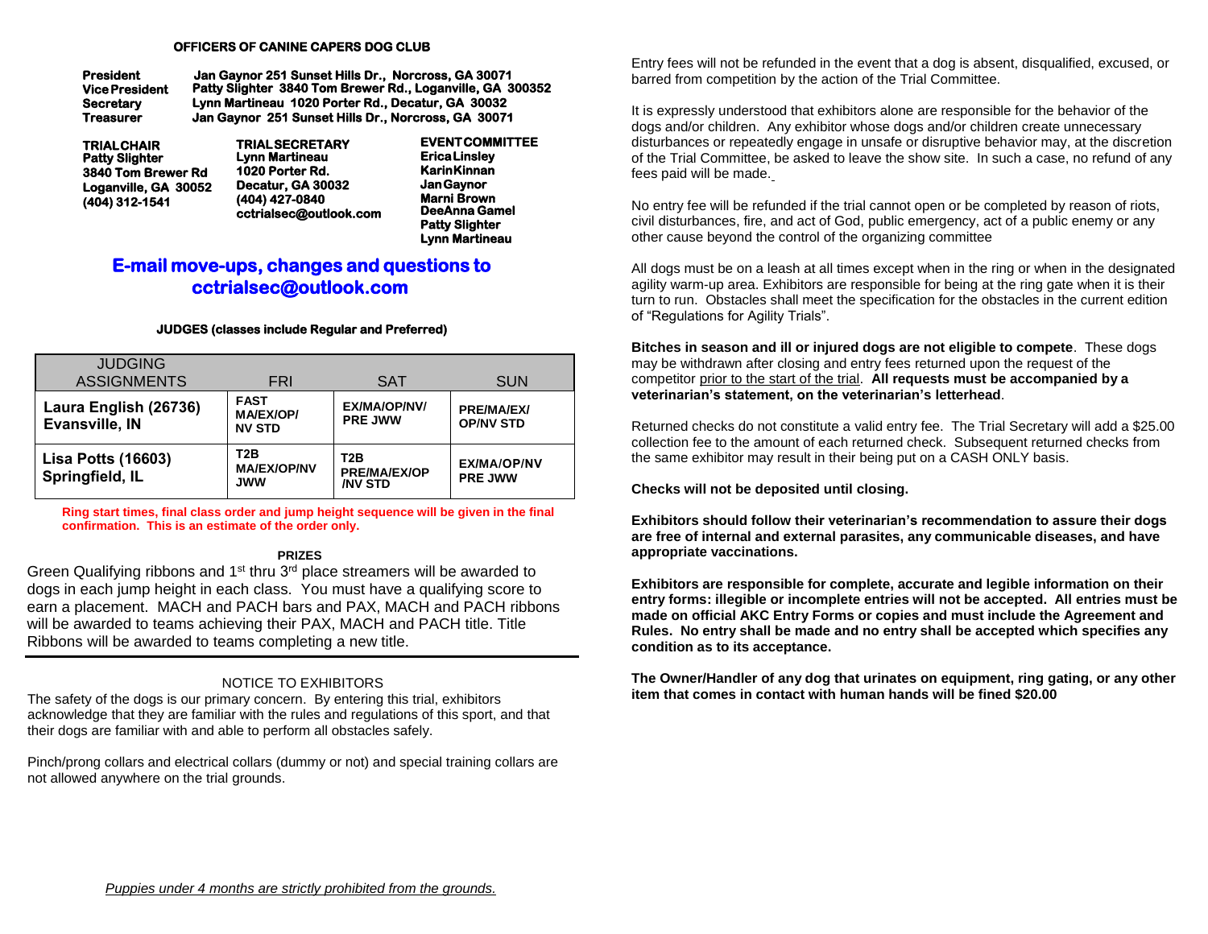## OFFICERS OF CANINE CAPERS DOG CLUB

**President** Jan Gaynor 251 Sunset Hills Dr., Norcross, GA 30071
**Vice President** Patty Slighter 3840 Tom Brewer Rd., Loganville, GA 300352
**Secretary** Lynn Martineau 1020 Porter Rd., Decatur, GA 30032
**Treasurer** Jan Gaynor 251 Sunset Hills Dr., Norcross, GA 30071

**TRIAL CHAIR**
Patty Slighter
3840 Tom Brewer Rd
Loganville, GA 30052
(404) 312-1541

**TRIAL SECRETARY**
Lynn Martineau
1020 Porter Rd.
Decatur, GA 30032
(404) 427-0840
cctrialsec@outlook.com

**EVENT COMMITTEE**
Erica Linsley
Karin Kinnan
Jan Gaynor
Marni Brown
DeeAnna Gamel
Patty Slighter
Lynn Martineau

## E-mail move-ups, changes and questions to cctrialsec@outlook.com

**JUDGES (classes include Regular and Preferred)**

| JUDGING ASSIGNMENTS | FRI | SAT | SUN |
|---|---|---|---|
| Laura English (26736) Evansville, IN | FAST MA/EX/OP/ NV STD | EX/MA/OP/NV/ PRE JWW | PRE/MA/EX/ OP/NV STD |
| Lisa Potts (16603) Springfield, IL | T2B MA/EX/OP/NV JWW | T2B PRE/MA/EX/OP /NV STD | EX/MA/OP/NV PRE JWW |

**Ring start times, final class order and jump height sequence will be given in the final confirmation. This is an estimate of the order only.**

**PRIZES**

Green Qualifying ribbons and 1st thru 3rd place streamers will be awarded to dogs in each jump height in each class. You must have a qualifying score to earn a placement. MACH and PACH bars and PAX, MACH and PACH ribbons will be awarded to teams achieving their PAX, MACH and PACH title. Title Ribbons will be awarded to teams completing a new title.

NOTICE TO EXHIBITORS

The safety of the dogs is our primary concern. By entering this trial, exhibitors acknowledge that they are familiar with the rules and regulations of this sport, and that their dogs are familiar with and able to perform all obstacles safely.

Pinch/prong collars and electrical collars (dummy or not) and special training collars are not allowed anywhere on the trial grounds.

*Puppies under 4 months are strictly prohibited from the grounds.*

Entry fees will not be refunded in the event that a dog is absent, disqualified, excused, or barred from competition by the action of the Trial Committee.

It is expressly understood that exhibitors alone are responsible for the behavior of the dogs and/or children. Any exhibitor whose dogs and/or children create unnecessary disturbances or repeatedly engage in unsafe or disruptive behavior may, at the discretion of the Trial Committee, be asked to leave the show site. In such a case, no refund of any fees paid will be made.

No entry fee will be refunded if the trial cannot open or be completed by reason of riots, civil disturbances, fire, and act of God, public emergency, act of a public enemy or any other cause beyond the control of the organizing committee

All dogs must be on a leash at all times except when in the ring or when in the designated agility warm-up area. Exhibitors are responsible for being at the ring gate when it is their turn to run. Obstacles shall meet the specification for the obstacles in the current edition of "Regulations for Agility Trials".

**Bitches in season and ill or injured dogs are not eligible to compete**. These dogs may be withdrawn after closing and entry fees returned upon the request of the competitor prior to the start of the trial. **All requests must be accompanied by a veterinarian's statement, on the veterinarian's letterhead**.

Returned checks do not constitute a valid entry fee. The Trial Secretary will add a $25.00 collection fee to the amount of each returned check. Subsequent returned checks from the same exhibitor may result in their being put on a CASH ONLY basis.

**Checks will not be deposited until closing.**

**Exhibitors should follow their veterinarian's recommendation to assure their dogs are free of internal and external parasites, any communicable diseases, and have appropriate vaccinations.**

**Exhibitors are responsible for complete, accurate and legible information on their entry forms: illegible or incomplete entries will not be accepted. All entries must be made on official AKC Entry Forms or copies and must include the Agreement and Rules. No entry shall be made and no entry shall be accepted which specifies any condition as to its acceptance.**

**The Owner/Handler of any dog that urinates on equipment, ring gating, or any other item that comes in contact with human hands will be fined $20.00**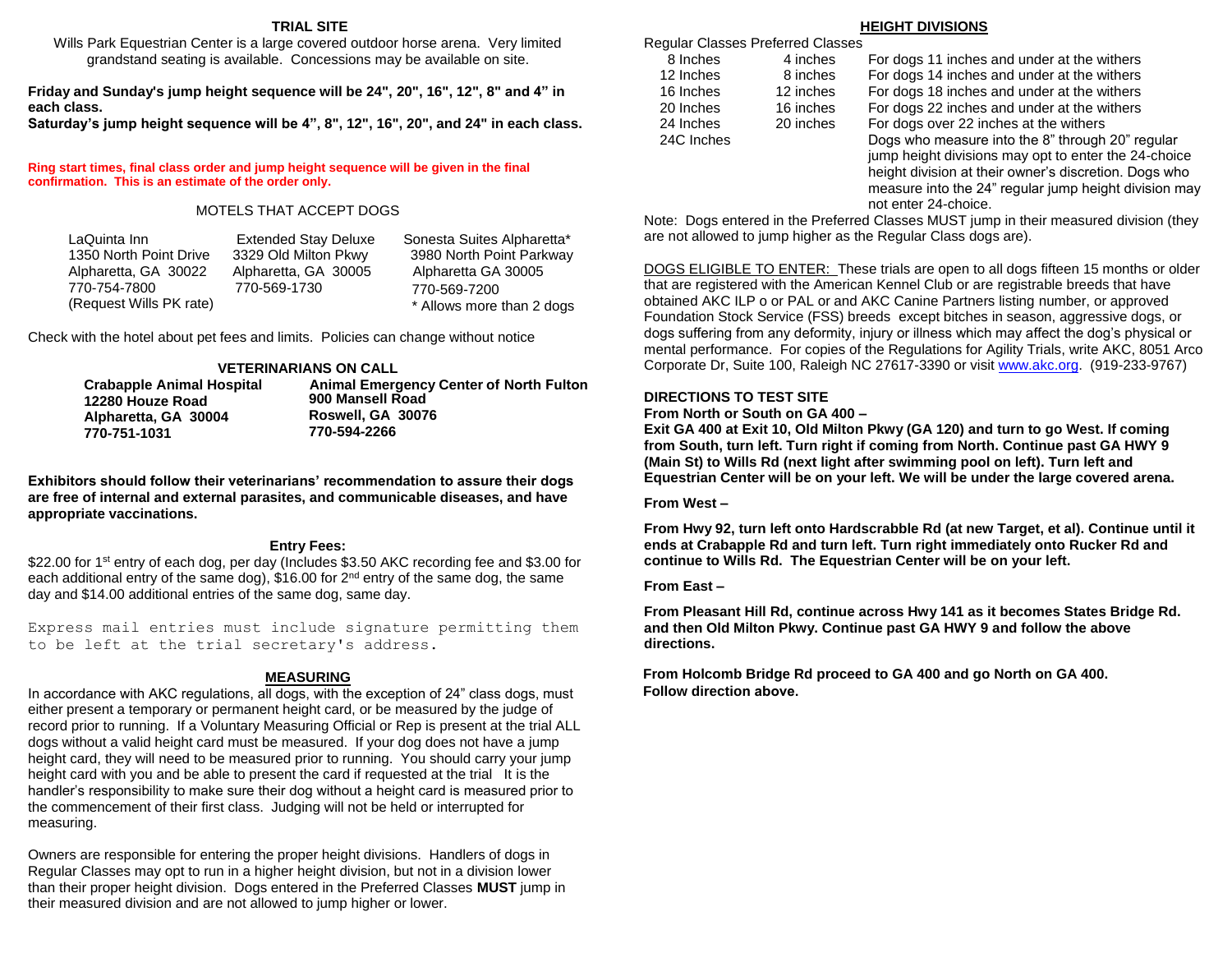## TRIAL SITE

Wills Park Equestrian Center is a large covered outdoor horse arena. Very limited grandstand seating is available. Concessions may be available on site.

**Friday and Sunday's jump height sequence will be 24", 20", 16", 12", 8" and 4" in each class.**
**Saturday's jump height sequence will be 4", 8", 12", 16", 20", and 24" in each class.**

**Ring start times, final class order and jump height sequence will be given in the final confirmation. This is an estimate of the order only.**

### MOTELS THAT ACCEPT DOGS

| LaQuinta Inn | Extended Stay Deluxe | Sonesta Suites Alpharetta* |
|---|---|---|
| 1350 North Point Drive | 3329 Old Milton Pkwy | 3980 North Point Parkway |
| Alpharetta, GA 30022 | Alpharetta, GA 30005 | Alpharetta GA 30005 |
| 770-754-7800 | 770-569-1730 | 770-569-7200 |
| (Request Wills PK rate) | | * Allows more than 2 dogs |

Check with the hotel about pet fees and limits. Policies can change without notice

### VETERINARIANS ON CALL

| Crabapple Animal Hospital | Animal Emergency Center of North Fulton |
|---|---|
| 12280 Houze Road | 900 Mansell Road |
| Alpharetta, GA 30004 | Roswell, GA 30076 |
| 770-751-1031 | 770-594-2266 |

**Exhibitors should follow their veterinarians' recommendation to assure their dogs are free of internal and external parasites, and communicable diseases, and have appropriate vaccinations.**

### Entry Fees:

\$22.00 for 1st entry of each dog, per day (Includes \$3.50 AKC recording fee and \$3.00 for each additional entry of the same dog), \$16.00 for 2nd entry of the same dog, the same day and \$14.00 additional entries of the same dog, same day.

Express mail entries must include signature permitting them to be left at the trial secretary's address.

### MEASURING

In accordance with AKC regulations, all dogs, with the exception of 24" class dogs, must either present a temporary or permanent height card, or be measured by the judge of record prior to running. If a Voluntary Measuring Official or Rep is present at the trial ALL dogs without a valid height card must be measured. If your dog does not have a jump height card, they will need to be measured prior to running. You should carry your jump height card with you and be able to present the card if requested at the trial It is the handler's responsibility to make sure their dog without a height card is measured prior to the commencement of their first class. Judging will not be held or interrupted for measuring.

Owners are responsible for entering the proper height divisions. Handlers of dogs in Regular Classes may opt to run in a higher height division, but not in a division lower than their proper height division. Dogs entered in the Preferred Classes **MUST** jump in their measured division and are not allowed to jump higher or lower.

### HEIGHT DIVISIONS

| Regular Classes | Preferred Classes | |
|---|---|---|
| 8 Inches | 4 inches | For dogs 11 inches and under at the withers |
| 12 Inches | 8 inches | For dogs 14 inches and under at the withers |
| 16 Inches | 12 inches | For dogs 18 inches and under at the withers |
| 20 Inches | 16 inches | For dogs 22 inches and under at the withers |
| 24 Inches | 20 inches | For dogs over 22 inches at the withers |
| 24C Inches | | Dogs who measure into the 8" through 20" regular jump height divisions may opt to enter the 24-choice height division at their owner's discretion. Dogs who measure into the 24" regular jump height division may not enter 24-choice. |

Note: Dogs entered in the Preferred Classes MUST jump in their measured division (they are not allowed to jump higher as the Regular Class dogs are).

DOGS ELIGIBLE TO ENTER: These trials are open to all dogs fifteen 15 months or older that are registered with the American Kennel Club or are registrable breeds that have obtained AKC ILP o or PAL or and AKC Canine Partners listing number, or approved Foundation Stock Service (FSS) breeds except bitches in season, aggressive dogs, or dogs suffering from any deformity, injury or illness which may affect the dog's physical or mental performance. For copies of the Regulations for Agility Trials, write AKC, 8051 Arco Corporate Dr, Suite 100, Raleigh NC 27617-3390 or visit www.akc.org. (919-233-9767)

### DIRECTIONS TO TEST SITE

**From North or South on GA 400 –**

**Exit GA 400 at Exit 10, Old Milton Pkwy (GA 120) and turn to go West. If coming from South, turn left. Turn right if coming from North. Continue past GA HWY 9 (Main St) to Wills Rd (next light after swimming pool on left). Turn left and Equestrian Center will be on your left. We will be under the large covered arena.**

**From West –**

**From Hwy 92, turn left onto Hardscrabble Rd (at new Target, et al). Continue until it ends at Crabapple Rd and turn left. Turn right immediately onto Rucker Rd and continue to Wills Rd. The Equestrian Center will be on your left.**

**From East –**

**From Pleasant Hill Rd, continue across Hwy 141 as it becomes States Bridge Rd. and then Old Milton Pkwy. Continue past GA HWY 9 and follow the above directions.**

**From Holcomb Bridge Rd proceed to GA 400 and go North on GA 400. Follow direction above.**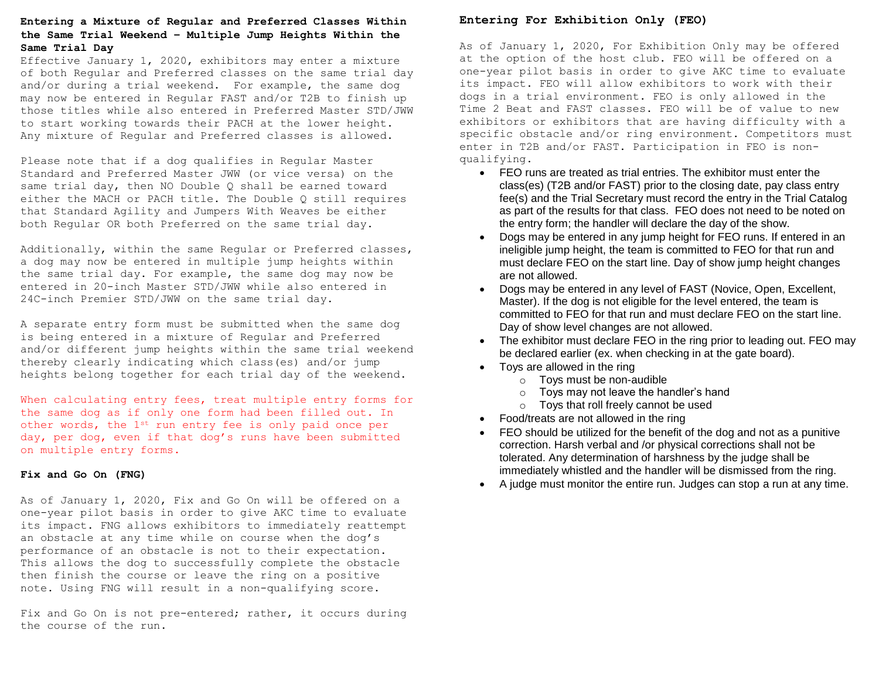### Entering a Mixture of Regular and Preferred Classes Within the Same Trial Weekend – Multiple Jump Heights Within the Same Trial Day

Effective January 1, 2020, exhibitors may enter a mixture of both Regular and Preferred classes on the same trial day and/or during a trial weekend. For example, the same dog may now be entered in Regular FAST and/or T2B to finish up those titles while also entered in Preferred Master STD/JWW to start working towards their PACH at the lower height. Any mixture of Regular and Preferred classes is allowed.

Please note that if a dog qualifies in Regular Master Standard and Preferred Master JWW (or vice versa) on the same trial day, then NO Double Q shall be earned toward either the MACH or PACH title. The Double Q still requires that Standard Agility and Jumpers With Weaves be either both Regular OR both Preferred on the same trial day.

Additionally, within the same Regular or Preferred classes, a dog may now be entered in multiple jump heights within the same trial day. For example, the same dog may now be entered in 20-inch Master STD/JWW while also entered in 24C-inch Premier STD/JWW on the same trial day.

A separate entry form must be submitted when the same dog is being entered in a mixture of Regular and Preferred and/or different jump heights within the same trial weekend thereby clearly indicating which class(es) and/or jump heights belong together for each trial day of the weekend.

When calculating entry fees, treat multiple entry forms for the same dog as if only one form had been filled out. In other words, the 1st run entry fee is only paid once per day, per dog, even if that dog's runs have been submitted on multiple entry forms.

### Fix and Go On (FNG)

As of January 1, 2020, Fix and Go On will be offered on a one-year pilot basis in order to give AKC time to evaluate its impact. FNG allows exhibitors to immediately reattempt an obstacle at any time while on course when the dog's performance of an obstacle is not to their expectation. This allows the dog to successfully complete the obstacle then finish the course or leave the ring on a positive note. Using FNG will result in a non-qualifying score.

Fix and Go On is not pre-entered; rather, it occurs during the course of the run.

### Entering For Exhibition Only (FEO)

As of January 1, 2020, For Exhibition Only may be offered at the option of the host club. FEO will be offered on a one-year pilot basis in order to give AKC time to evaluate its impact. FEO will allow exhibitors to work with their dogs in a trial environment. FEO is only allowed in the Time 2 Beat and FAST classes. FEO will be of value to new exhibitors or exhibitors that are having difficulty with a specific obstacle and/or ring environment. Competitors must enter in T2B and/or FAST. Participation in FEO is non-qualifying.

- FEO runs are treated as trial entries. The exhibitor must enter the class(es) (T2B and/or FAST) prior to the closing date, pay class entry fee(s) and the Trial Secretary must record the entry in the Trial Catalog as part of the results for that class. FEO does not need to be noted on the entry form; the handler will declare the day of the show.
- Dogs may be entered in any jump height for FEO runs. If entered in an ineligible jump height, the team is committed to FEO for that run and must declare FEO on the start line. Day of show jump height changes are not allowed.
- Dogs may be entered in any level of FAST (Novice, Open, Excellent, Master). If the dog is not eligible for the level entered, the team is committed to FEO for that run and must declare FEO on the start line. Day of show level changes are not allowed.
- The exhibitor must declare FEO in the ring prior to leading out. FEO may be declared earlier (ex. when checking in at the gate board).
- Toys are allowed in the ring
  - Toys must be non-audible
  - Toys may not leave the handler's hand
  - Toys that roll freely cannot be used
- Food/treats are not allowed in the ring
- FEO should be utilized for the benefit of the dog and not as a punitive correction. Harsh verbal and /or physical corrections shall not be tolerated. Any determination of harshness by the judge shall be immediately whistled and the handler will be dismissed from the ring.
- A judge must monitor the entire run. Judges can stop a run at any time.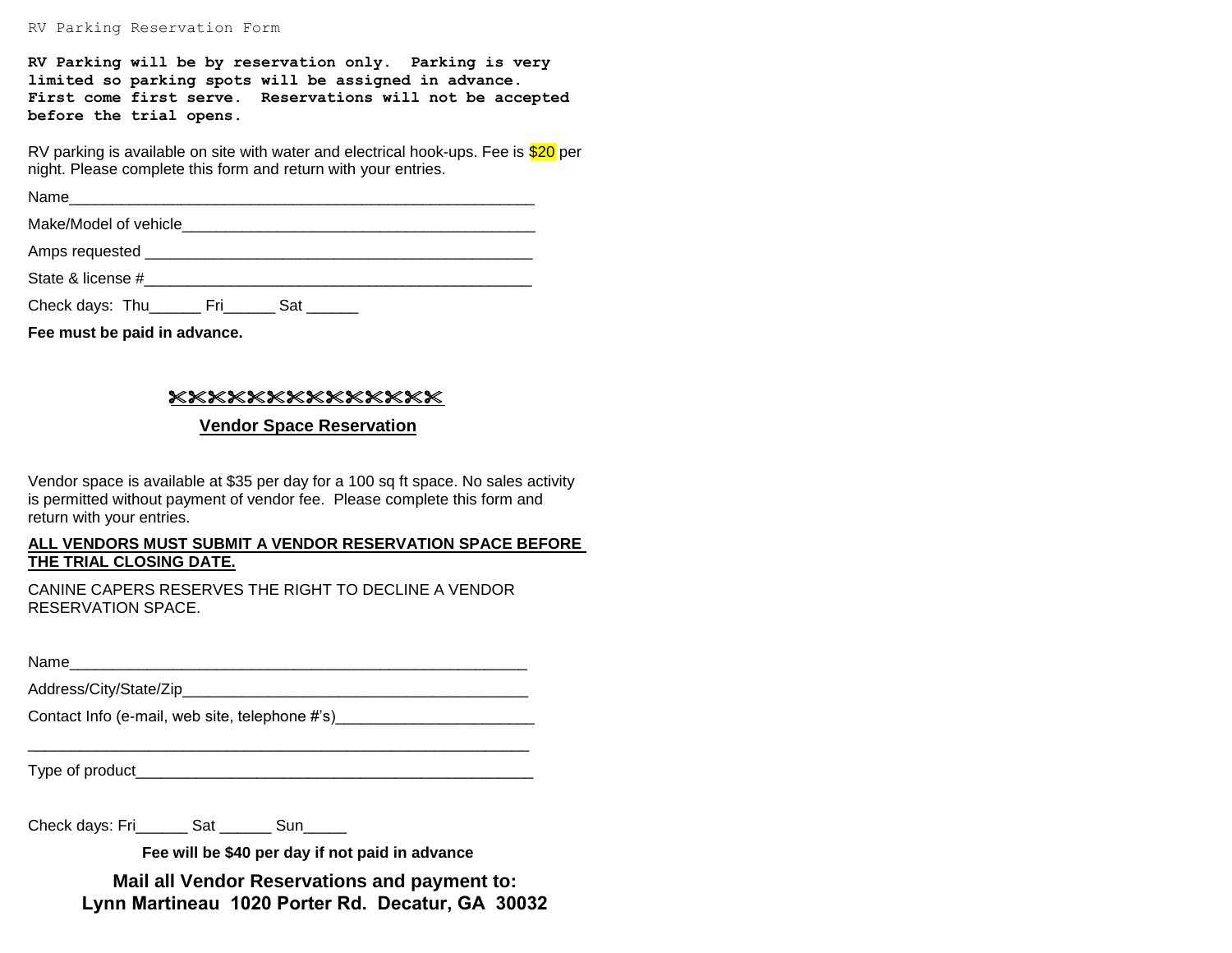RV Parking Reservation Form

**RV Parking will be by reservation only. Parking is very limited so parking spots will be assigned in advance. First come first serve. Reservations will not be accepted before the trial opens.**

RV parking is available on site with water and electrical hook-ups. Fee is $20 per night. Please complete this form and return with your entries.

Name_______________________________________________________

Make/Model of vehicle__________________________________________

Amps requested _____________________________________________

State & license #_____________________________________________

Check days: Thu______ Fri______ Sat ______

**Fee must be paid in advance.**

✂✂✂✂✂✂✂✂✂✂✂✂✂✂

## Vendor Space Reservation

Vendor space is available at $35 per day for a 100 sq ft space. No sales activity is permitted without payment of vendor fee. Please complete this form and return with your entries.

**ALL VENDORS MUST SUBMIT A VENDOR RESERVATION SPACE BEFORE THE TRIAL CLOSING DATE.**

CANINE CAPERS RESERVES THE RIGHT TO DECLINE A VENDOR RESERVATION SPACE.

Name______________________________________________________

Address/City/State/Zip_________________________________________

Contact Info (e-mail, web site, telephone #'s)_______________________

____________________________________________________________

Type of product______________________________________________

Check days: Fri______ Sat ______ Sun_____

**Fee will be $40 per day if not paid in advance**

**Mail all Vendor Reservations and payment to:**
**Lynn Martineau 1020 Porter Rd. Decatur, GA 30032**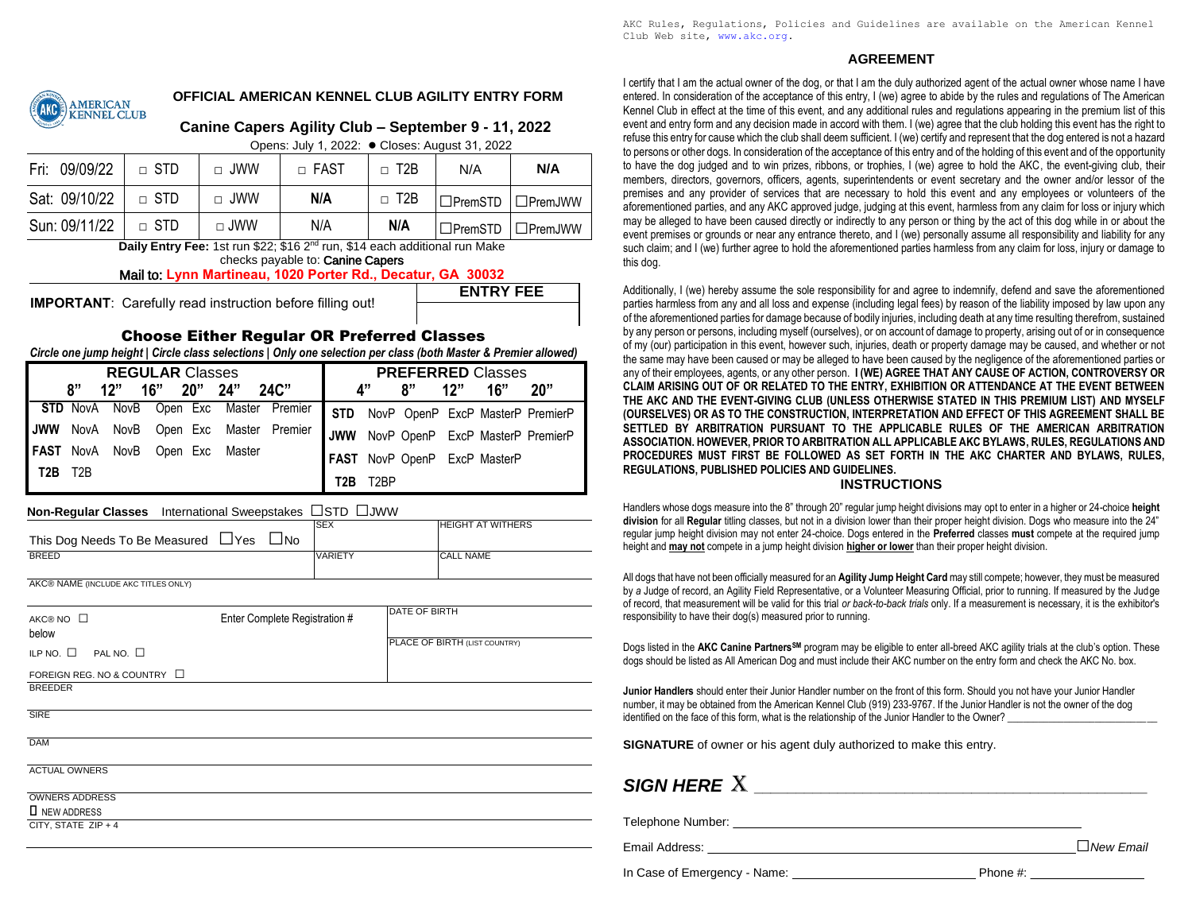AKC Rules, Regulations, Policies and Guidelines are available on the American Kennel Club Web site, www.akc.org.

## OFFICIAL AMERICAN KENNEL CLUB AGILITY ENTRY FORM

### Canine Capers Agility Club – September 9 - 11, 2022

Opens: July 1, 2022: ● Closes: August 31, 2022

| | | | | | | |
|---|---|---|---|---|---|---|
| Fri: 09/09/22 | □ STD | □ JWW | □ FAST | □ T2B | N/A | **N/A** |
| Sat: 09/10/22 | □ STD | □ JWW | **N/A** | □ T2B | ☐PremSTD | ☐PremJWW |
| Sun: 09/11/22 | □ STD | □ JWW | N/A | **N/A** | ☐PremSTD | ☐PremJWW |

**Daily Entry Fee:** 1st run $22; $16 2nd run, $14 each additional run Make checks payable to: Canine Capers

Mail to: **Lynn Martineau, 1020 Porter Rd., Decatur, GA 30032**

**IMPORTANT**: Carefully read instruction before filling out!

**ENTRY FEE**

### Choose Either Regular OR Preferred Classes

***Circle one jump height | Circle class selections | Only one selection per class (both Master & Premier allowed)***

| **REGULAR** Classes | | | | | | | **PREFERRED** Classes | | | | | |
|---|---|---|---|---|---|---|---|---|---|---|---|---|
| | 8" | 12" | 16" | 20" | 24" | 24C" | | 4" | 8" | 12" | 16" | 20" |
| **STD** | NovA | NovB | Open | Exc | Master | Premier | **STD** | NovP | OpenP | ExcP | MasterP | PremierP |
| **JWW** | NovA | NovB | Open | Exc | Master | Premier | **JWW** | NovP | OpenP | ExcP | MasterP | PremierP |
| **FAST** | NovA | NovB | Open | Exc | Master | | **FAST** | NovP | OpenP | ExcP | MasterP | |
| **T2B** | T2B | | | | | | **T2B** | T2BP | | | | |

**Non-Regular Classes** International Sweepstakes ☐STD ☐JWW

This Dog Needs To Be Measured ☐Yes ☐No

SEX

HEIGHT AT WITHERS

BREED

VARIETY

CALL NAME

AKC® NAME (INCLUDE AKC TITLES ONLY)

AKC® NO ☐ below

Enter Complete Registration #

DATE OF BIRTH

ILP NO. ☐ PAL NO. ☐

PLACE OF BIRTH (LIST COUNTRY)

FOREIGN REG. NO & COUNTRY ☐

BREEDER

SIRE

DAM

ACTUAL OWNERS

OWNERS ADDRESS

☐ NEW ADDRESS

CITY, STATE ZIP + 4

## AGREEMENT

I certify that I am the actual owner of the dog, or that I am the duly authorized agent of the actual owner whose name I have entered. In consideration of the acceptance of this entry, I (we) agree to abide by the rules and regulations of The American Kennel Club in effect at the time of this event, and any additional rules and regulations appearing in the premium list of this event and entry form and any decision made in accord with them. I (we) agree that the club holding this event has the right to refuse this entry for cause which the club shall deem sufficient. I (we) certify and represent that the dog entered is not a hazard to persons or other dogs. In consideration of the acceptance of this entry and of the holding of this event and of the opportunity to have the dog judged and to win prizes, ribbons, or trophies, I (we) agree to hold the AKC, the event-giving club, their members, directors, governors, officers, agents, superintendents or event secretary and the owner and/or lessor of the premises and any provider of services that are necessary to hold this event and any employees or volunteers of the aforementioned parties, and any AKC approved judge, judging at this event, harmless from any claim for loss or injury which may be alleged to have been caused directly or indirectly to any person or thing by the act of this dog while in or about the event premises or grounds or near any entrance thereto, and I (we) personally assume all responsibility and liability for any such claim; and I (we) further agree to hold the aforementioned parties harmless from any claim for loss, injury or damage to this dog.

Additionally, I (we) hereby assume the sole responsibility for and agree to indemnify, defend and save the aforementioned parties harmless from any and all loss and expense (including legal fees) by reason of the liability imposed by law upon any of the aforementioned parties for damage because of bodily injuries, including death at any time resulting therefrom, sustained by any person or persons, including myself (ourselves), or on account of damage to property, arising out of or in consequence of my (our) participation in this event, however such, injuries, death or property damage may be caused, and whether or not the same may have been caused or may be alleged to have been caused by the negligence of the aforementioned parties or any of their employees, agents, or any other person. **I (WE) AGREE THAT ANY CAUSE OF ACTION, CONTROVERSY OR CLAIM ARISING OUT OF OR RELATED TO THE ENTRY, EXHIBITION OR ATTENDANCE AT THE EVENT BETWEEN THE AKC AND THE EVENT-GIVING CLUB (UNLESS OTHERWISE STATED IN THIS PREMIUM LIST) AND MYSELF (OURSELVES) OR AS TO THE CONSTRUCTION, INTERPRETATION AND EFFECT OF THIS AGREEMENT SHALL BE SETTLED BY ARBITRATION PURSUANT TO THE APPLICABLE RULES OF THE AMERICAN ARBITRATION ASSOCIATION. HOWEVER, PRIOR TO ARBITRATION ALL APPLICABLE AKC BYLAWS, RULES, REGULATIONS AND PROCEDURES MUST FIRST BE FOLLOWED AS SET FORTH IN THE AKC CHARTER AND BYLAWS, RULES, REGULATIONS, PUBLISHED POLICIES AND GUIDELINES.**

## INSTRUCTIONS

Handlers whose dogs measure into the 8" through 20" regular jump height divisions may opt to enter in a higher or 24-choice **height division** for all **Regular** titling classes, but not in a division lower than their proper height division. Dogs who measure into the 24" regular jump height division may not enter 24-choice. Dogs entered in the **Preferred** classes **must** compete at the required jump height and **may not** compete in a jump height division **higher or lower** than their proper height division.

All dogs that have not been officially measured for an **Agility Jump Height Card** may still compete; however, they must be measured by a Judge of record, an Agility Field Representative, or a Volunteer Measuring Official, prior to running. If measured by the Judge of record, that measurement will be valid for this trial *or back-to-back trials* only. If a measurement is necessary, it is the exhibitor's responsibility to have their dog(s) measured prior to running.

Dogs listed in the **AKC Canine Partners**SM program may be eligible to enter all-breed AKC agility trials at the club's option. These dogs should be listed as All American Dog and must include their AKC number on the entry form and check the AKC No. box.

**Junior Handlers** should enter their Junior Handler number on the front of this form. Should you not have your Junior Handler number, it may be obtained from the American Kennel Club (919) 233-9767. If the Junior Handler is not the owner of the dog identified on the face of this form, what is the relationship of the Junior Handler to the Owner? ____________________________

**SIGNATURE** of owner or his agent duly authorized to make this entry.

***SIGN HERE* X** ________________________________________

Telephone Number: ________________________________________

Email Address: ________________________________________ ☐*New Email*

In Case of Emergency - Name: ______________________ Phone #: ______________